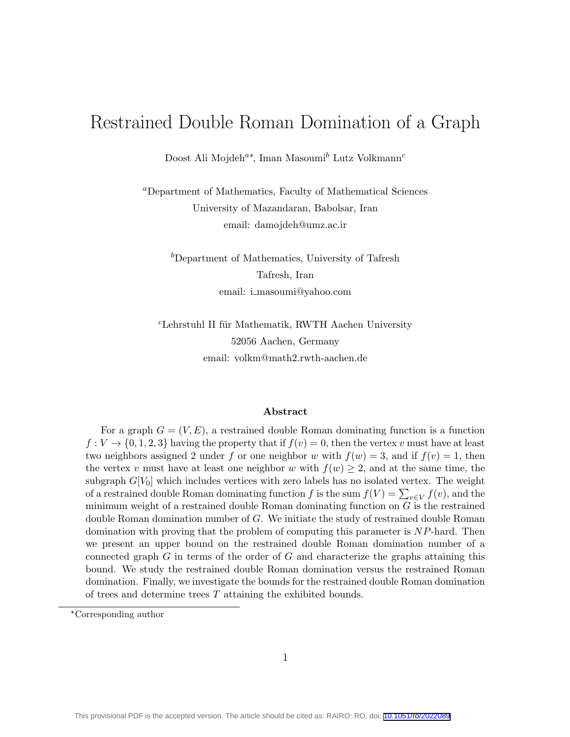# Restrained Double Roman Domination of a Graph

Doost Ali Mojdeh[a*], Iman Masoumi[b] Lutz Volkmann[c]

[a]Department of Mathematics, Faculty of Mathematical Sciences
University of Mazandaran, Babolsar, Iran
email: damojdeh@umz.ac.ir

[b]Department of Mathematics, University of Tafresh
Tafresh, Iran
email: i_masoumi@yahoo.com

[c]Lehrstuhl II für Mathematik, RWTH Aachen University
52056 Aachen, Germany
email: volkm@math2.rwth-aachen.de

### Abstract

For a graph $G = (V, E)$, a restrained double Roman dominating function is a function $f : V \to \{0, 1, 2, 3\}$ having the property that if $f(v) = 0$, then the vertex $v$ must have at least two neighbors assigned 2 under $f$ or one neighbor $w$ with $f(w) = 3$, and if $f(v) = 1$, then the vertex $v$ must have at least one neighbor $w$ with $f(w) \geq 2$, and at the same time, the subgraph $G[V_0]$ which includes vertices with zero labels has no isolated vertex. The weight of a restrained double Roman dominating function $f$ is the sum $f(V) = \sum_{v \in V} f(v)$, and the minimum weight of a restrained double Roman dominating function on $G$ is the restrained double Roman domination number of $G$. We initiate the study of restrained double Roman domination with proving that the problem of computing this parameter is $NP$-hard. Then we present an upper bound on the restrained double Roman domination number of a connected graph $G$ in terms of the order of $G$ and characterize the graphs attaining this bound. We study the restrained double Roman domination versus the restrained Roman domination. Finally, we investigate the bounds for the restrained double Roman domination of trees and determine trees $T$ attaining the exhibited bounds.

*Corresponding author

This provisional PDF is the accepted version. The article should be cited as: RAIRO: RO, doi: 10.1051/ro/2022089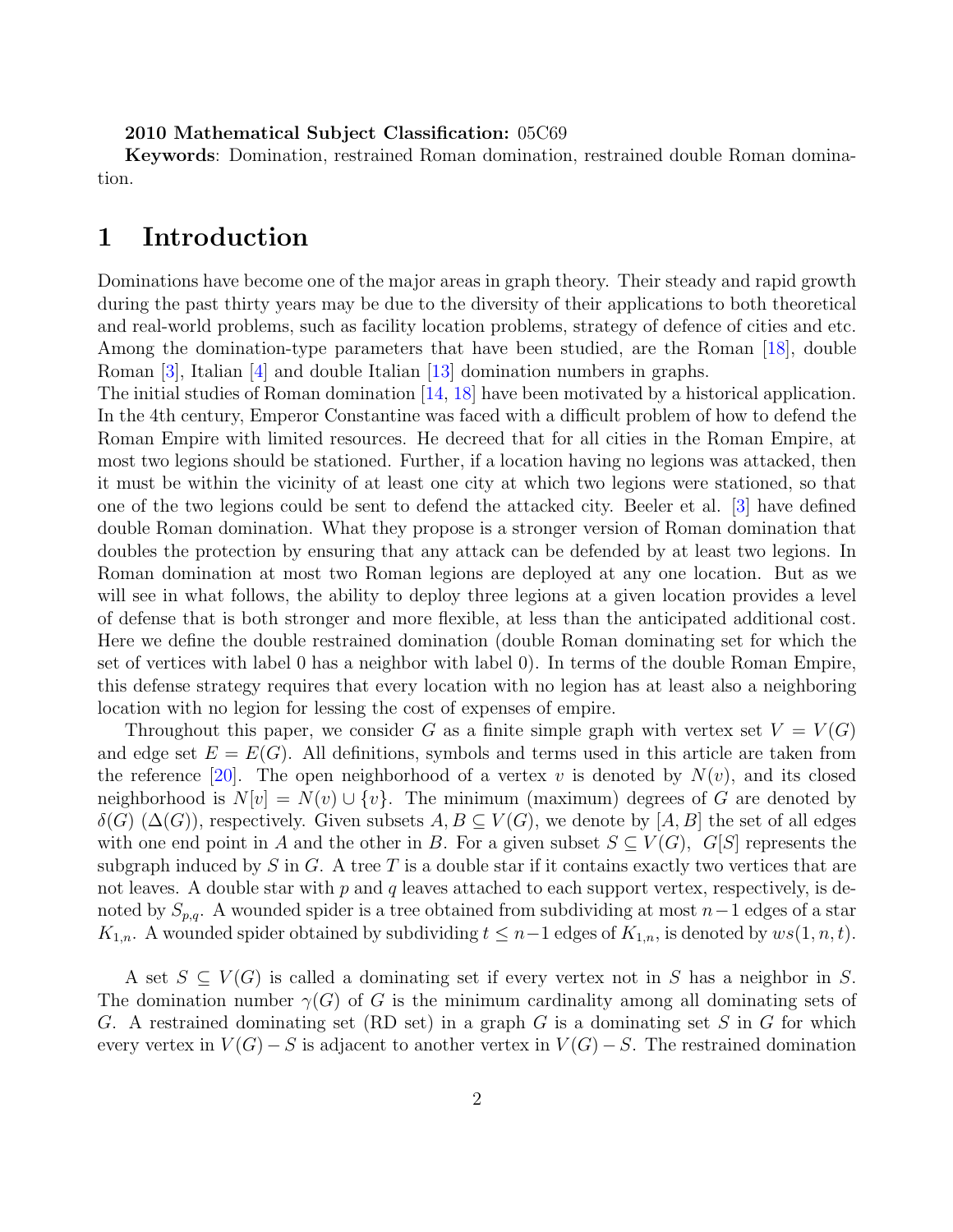**2010 Mathematical Subject Classification:** 05C69

**Keywords**: Domination, restrained Roman domination, restrained double Roman domination.

## 1 Introduction

Dominations have become one of the major areas in graph theory. Their steady and rapid growth during the past thirty years may be due to the diversity of their applications to both theoretical and real-world problems, such as facility location problems, strategy of defence of cities and etc. Among the domination-type parameters that have been studied, are the Roman [18], double Roman [3], Italian [4] and double Italian [13] domination numbers in graphs.

The initial studies of Roman domination [14, 18] have been motivated by a historical application. In the 4th century, Emperor Constantine was faced with a difficult problem of how to defend the Roman Empire with limited resources. He decreed that for all cities in the Roman Empire, at most two legions should be stationed. Further, if a location having no legions was attacked, then it must be within the vicinity of at least one city at which two legions were stationed, so that one of the two legions could be sent to defend the attacked city. Beeler et al. [3] have defined double Roman domination. What they propose is a stronger version of Roman domination that doubles the protection by ensuring that any attack can be defended by at least two legions. In Roman domination at most two Roman legions are deployed at any one location. But as we will see in what follows, the ability to deploy three legions at a given location provides a level of defense that is both stronger and more flexible, at less than the anticipated additional cost. Here we define the double restrained domination (double Roman dominating set for which the set of vertices with label 0 has a neighbor with label 0). In terms of the double Roman Empire, this defense strategy requires that every location with no legion has at least also a neighboring location with no legion for lessing the cost of expenses of empire.

Throughout this paper, we consider $G$ as a finite simple graph with vertex set $V = V(G)$ and edge set $E = E(G)$. All definitions, symbols and terms used in this article are taken from the reference [20]. The open neighborhood of a vertex $v$ is denoted by $N(v)$, and its closed neighborhood is $N[v] = N(v) \cup \{v\}$. The minimum (maximum) degrees of $G$ are denoted by $\delta(G)$ ($\Delta(G)$), respectively. Given subsets $A, B \subseteq V(G)$, we denote by $[A, B]$ the set of all edges with one end point in $A$ and the other in $B$. For a given subset $S \subseteq V(G)$, $G[S]$ represents the subgraph induced by $S$ in $G$. A tree $T$ is a double star if it contains exactly two vertices that are not leaves. A double star with $p$ and $q$ leaves attached to each support vertex, respectively, is denoted by $S_{p,q}$. A wounded spider is a tree obtained from subdividing at most $n-1$ edges of a star $K_{1,n}$. A wounded spider obtained by subdividing $t \leq n-1$ edges of $K_{1,n}$, is denoted by $ws(1, n, t)$.

A set $S \subseteq V(G)$ is called a dominating set if every vertex not in $S$ has a neighbor in $S$. The domination number $\gamma(G)$ of $G$ is the minimum cardinality among all dominating sets of $G$. A restrained dominating set (RD set) in a graph $G$ is a dominating set $S$ in $G$ for which every vertex in $V(G) - S$ is adjacent to another vertex in $V(G) - S$. The restrained domination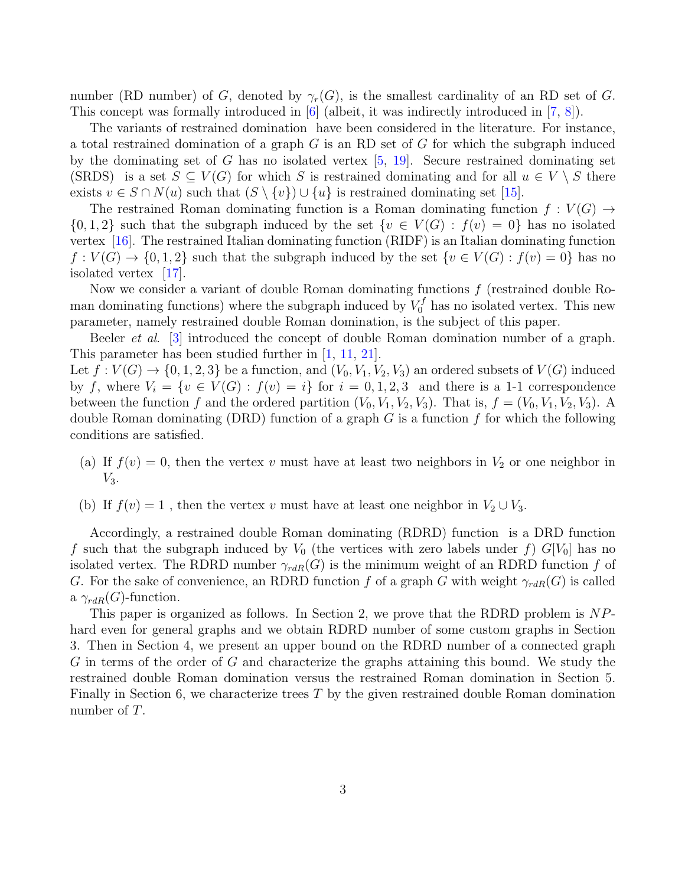number (RD number) of $G$, denoted by $\gamma_r(G)$, is the smallest cardinality of an RD set of $G$. This concept was formally introduced in [6] (albeit, it was indirectly introduced in [7, 8]).

The variants of restrained domination have been considered in the literature. For instance, a total restrained domination of a graph $G$ is an RD set of $G$ for which the subgraph induced by the dominating set of $G$ has no isolated vertex [5, 19]. Secure restrained dominating set (SRDS) is a set $S \subseteq V(G)$ for which $S$ is restrained dominating and for all $u \in V \setminus S$ there exists $v \in S \cap N(u)$ such that $(S \setminus \{v\}) \cup \{u\}$ is restrained dominating set [15].

The restrained Roman dominating function is a Roman dominating function $f : V(G) \to \{0, 1, 2\}$ such that the subgraph induced by the set $\{v \in V(G) : f(v) = 0\}$ has no isolated vertex [16]. The restrained Italian dominating function (RIDF) is an Italian dominating function $f : V(G) \to \{0, 1, 2\}$ such that the subgraph induced by the set $\{v \in V(G) : f(v) = 0\}$ has no isolated vertex [17].

Now we consider a variant of double Roman dominating functions $f$ (restrained double Roman dominating functions) where the subgraph induced by $V_0^f$ has no isolated vertex. This new parameter, namely restrained double Roman domination, is the subject of this paper.

Beeler *et al*. [3] introduced the concept of double Roman domination number of a graph. This parameter has been studied further in [1, 11, 21].

Let $f : V(G) \to \{0, 1, 2, 3\}$ be a function, and $(V_0, V_1, V_2, V_3)$ an ordered subsets of $V(G)$ induced by $f$, where $V_i = \{v \in V(G) : f(v) = i\}$ for $i = 0, 1, 2, 3$ and there is a 1-1 correspondence between the function $f$ and the ordered partition $(V_0, V_1, V_2, V_3)$. That is, $f = (V_0, V_1, V_2, V_3)$. A double Roman dominating (DRD) function of a graph $G$ is a function $f$ for which the following conditions are satisfied.

(a) If $f(v) = 0$, then the vertex $v$ must have at least two neighbors in $V_2$ or one neighbor in $V_3$.

(b) If $f(v) = 1$ , then the vertex $v$ must have at least one neighbor in $V_2 \cup V_3$.

Accordingly, a restrained double Roman dominating (RDRD) function is a DRD function $f$ such that the subgraph induced by $V_0$ (the vertices with zero labels under $f$) $G[V_0]$ has no isolated vertex. The RDRD number $\gamma_{rdR}(G)$ is the minimum weight of an RDRD function $f$ of $G$. For the sake of convenience, an RDRD function $f$ of a graph $G$ with weight $\gamma_{rdR}(G)$ is called a $\gamma_{rdR}(G)$-function.

This paper is organized as follows. In Section 2, we prove that the RDRD problem is $NP$-hard even for general graphs and we obtain RDRD number of some custom graphs in Section 3. Then in Section 4, we present an upper bound on the RDRD number of a connected graph $G$ in terms of the order of $G$ and characterize the graphs attaining this bound. We study the restrained double Roman domination versus the restrained Roman domination in Section 5. Finally in Section 6, we characterize trees $T$ by the given restrained double Roman domination number of $T$.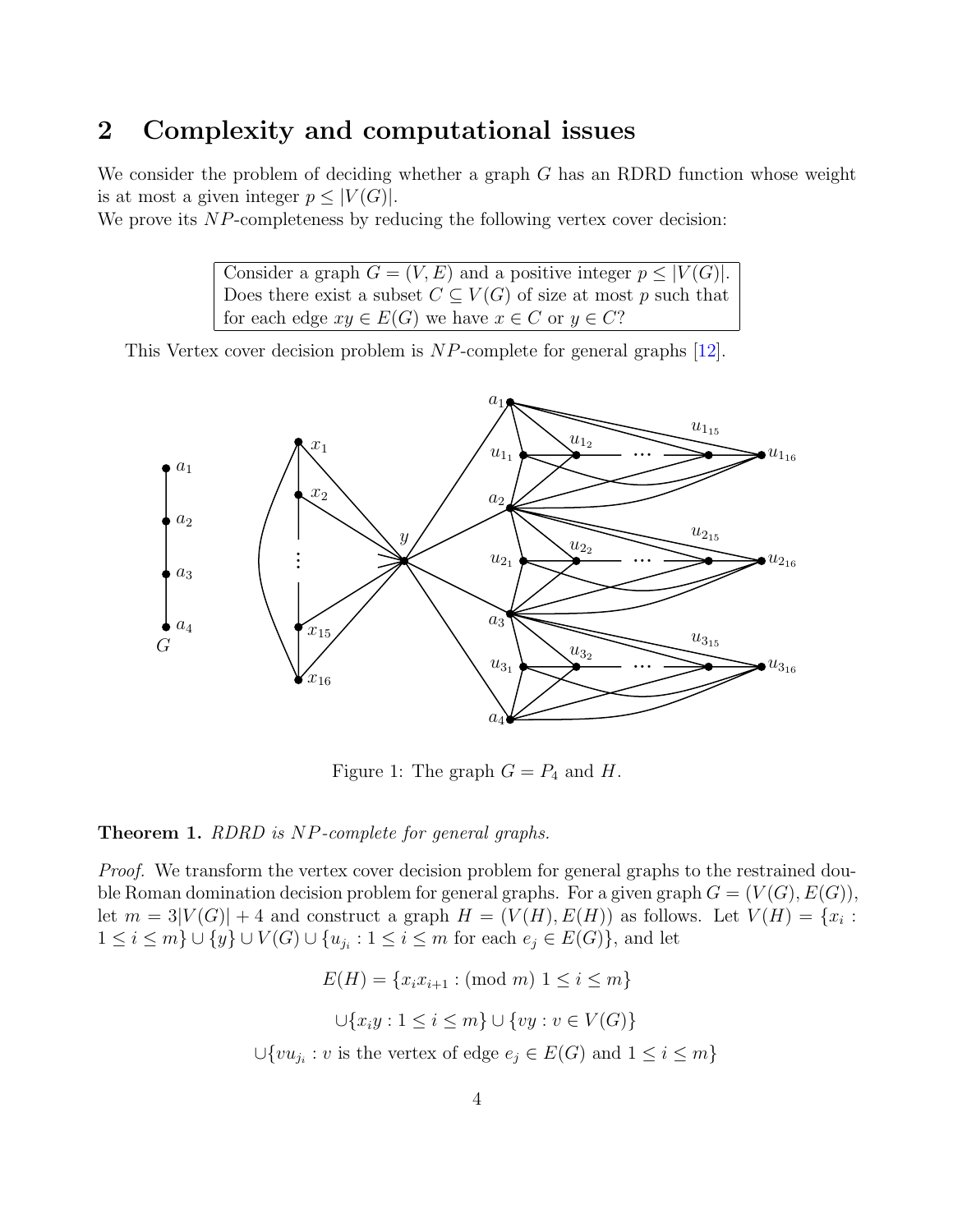## 2 Complexity and computational issues

We consider the problem of deciding whether a graph $G$ has an RDRD function whose weight is at most a given integer $p \leq |V(G)|$.

We prove its $NP$-completeness by reducing the following vertex cover decision:

> Consider a graph $G = (V, E)$ and a positive integer $p \leq |V(G)|$. Does there exist a subset $C \subseteq V(G)$ of size at most $p$ such that for each edge $xy \in E(G)$ we have $x \in C$ or $y \in C$?

This Vertex cover decision problem is $NP$-complete for general graphs [12].

Figure 1: The graph $G = P_4$ and $H$.

**Theorem 1.** *RDRD is $NP$-complete for general graphs.*

*Proof.* We transform the vertex cover decision problem for general graphs to the restrained double Roman domination decision problem for general graphs. For a given graph $G = (V(G), E(G))$, let $m = 3|V(G)| + 4$ and construct a graph $H = (V(H), E(H))$ as follows. Let $V(H) = \{x_i : 1 \leq i \leq m\} \cup \{y\} \cup V(G) \cup \{u_{j_i} : 1 \leq i \leq m$ for each $e_j \in E(G)\}$, and let

$$E(H) = \{x_i x_{i+1} : (\text{mod } m)\ 1 \leq i \leq m\}$$

$$\cup \{x_i y : 1 \leq i \leq m\} \cup \{vy : v \in V(G)\}$$

$$\cup \{v u_{j_i} : v \text{ is the vertex of edge } e_j \in E(G) \text{ and } 1 \leq i \leq m\}$$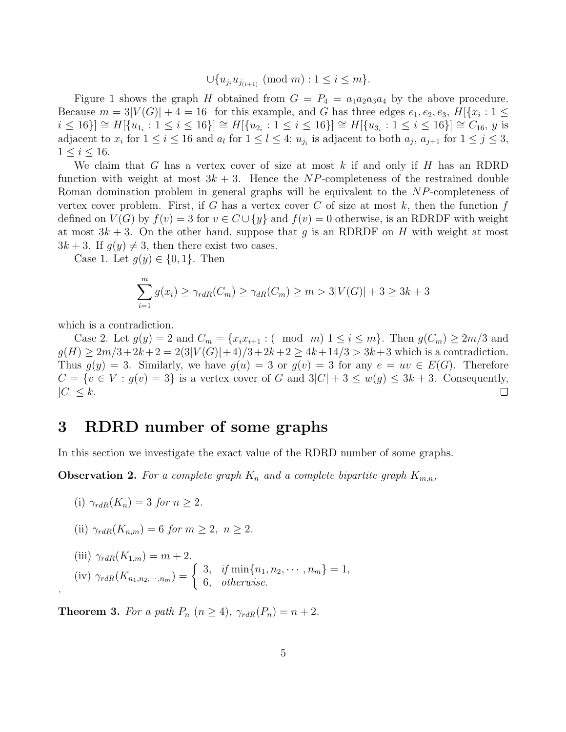$$\cup\{u_{j_i}u_{j_{(i+1)}} \pmod{m} : 1 \leq i \leq m\}.$$

Figure 1 shows the graph $H$ obtained from $G = P_4 = a_1a_2a_3a_4$ by the above procedure. Because $m = 3|V(G)| + 4 = 16$ for this example, and $G$ has three edges $e_1, e_2, e_3$, $H[\{x_i : 1 \leq i \leq 16\}] \cong H[\{u_{1_i} : 1 \leq i \leq 16\}] \cong H[\{u_{2_i} : 1 \leq i \leq 16\}] \cong H[\{u_{3_i} : 1 \leq i \leq 16\}] \cong C_{16}$, $y$ is adjacent to $x_i$ for $1 \leq i \leq 16$ and $a_l$ for $1 \leq l \leq 4$; $u_{j_i}$ is adjacent to both $a_j$, $a_{j+1}$ for $1 \leq j \leq 3$, $1 \leq i \leq 16$.

We claim that $G$ has a vertex cover of size at most $k$ if and only if $H$ has an RDRD function with weight at most $3k + 3$. Hence the $NP$-completeness of the restrained double Roman domination problem in general graphs will be equivalent to the $NP$-completeness of vertex cover problem. First, if $G$ has a vertex cover $C$ of size at most $k$, then the function $f$ defined on $V(G)$ by $f(v) = 3$ for $v \in C \cup \{y\}$ and $f(v) = 0$ otherwise, is an RDRDF with weight at most $3k + 3$. On the other hand, suppose that $g$ is an RDRDF on $H$ with weight at most $3k + 3$. If $g(y) \neq 3$, then there exist two cases.

Case 1. Let $g(y) \in \{0, 1\}$. Then

$$\sum_{i=1}^{m} g(x_i) \geq \gamma_{rdR}(C_m) \geq \gamma_{dR}(C_m) \geq m > 3|V(G)| + 3 \geq 3k + 3$$

which is a contradiction.

Case 2. Let $g(y) = 2$ and $C_m = \{x_ix_{i+1} : (\mod m)\ 1 \leq i \leq m\}$. Then $g(C_m) \geq 2m/3$ and $g(H) \geq 2m/3 + 2k + 2 = 2(3|V(G)| + 4)/3 + 2k + 2 \geq 4k + 14/3 > 3k + 3$ which is a contradiction. Thus $g(y) = 3$. Similarly, we have $g(u) = 3$ or $g(v) = 3$ for any $e = uv \in E(G)$. Therefore $C = \{v \in V : g(v) = 3\}$ is a vertex cover of $G$ and $3|C| + 3 \leq w(g) \leq 3k + 3$. Consequently, $|C| \leq k$. □

## 3 RDRD number of some graphs

In this section we investigate the exact value of the RDRD number of some graphs.

**Observation 2.** *For a complete graph $K_n$ and a complete bipartite graph $K_{m,n}$,*

(i) $\gamma_{rdR}(K_n) = 3$ *for* $n \geq 2$.

(ii) $\gamma_{rdR}(K_{n,m}) = 6$ *for* $m \geq 2,\ n \geq 2$.

(iii) $\gamma_{rdR}(K_{1,m}) = m + 2$.

(iv) $\gamma_{rdR}(K_{n_1,n_2,\cdots,n_m}) = \begin{cases} 3, & \textit{if } \min\{n_1, n_2, \cdots, n_m\} = 1, \\ 6, & \textit{otherwise.} \end{cases}$

.

**Theorem 3.** *For a path $P_n$ ($n \geq 4$), $\gamma_{rdR}(P_n) = n + 2$.*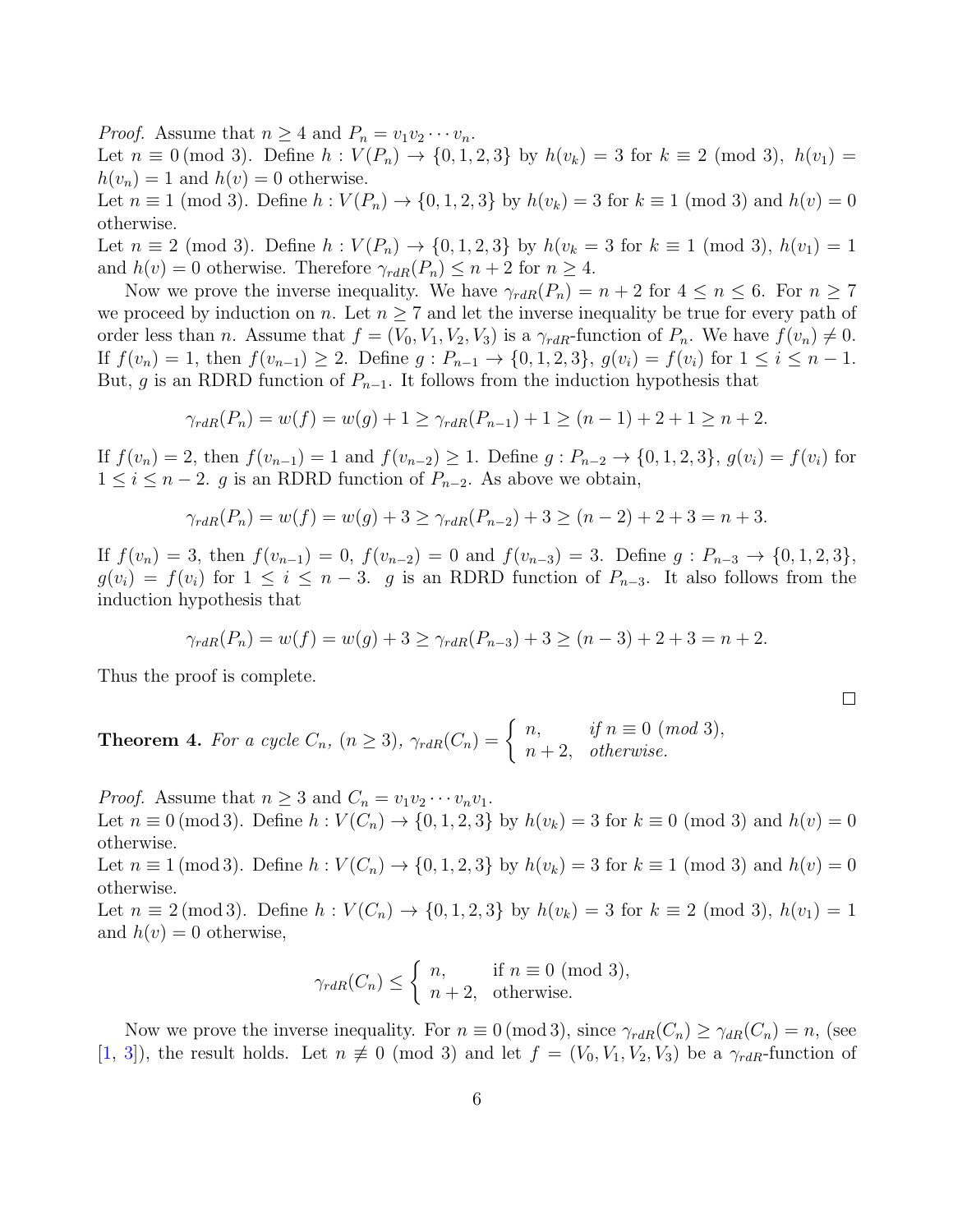*Proof.* Assume that $n \geq 4$ and $P_n = v_1 v_2 \cdots v_n$.

Let $n \equiv 0 \pmod 3$. Define $h : V(P_n) \to \{0, 1, 2, 3\}$ by $h(v_k) = 3$ for $k \equiv 2 \pmod 3$, $h(v_1) = h(v_n) = 1$ and $h(v) = 0$ otherwise.

Let $n \equiv 1 \pmod 3$. Define $h : V(P_n) \to \{0, 1, 2, 3\}$ by $h(v_k) = 3$ for $k \equiv 1 \pmod 3$ and $h(v) = 0$ otherwise.

Let $n \equiv 2 \pmod 3$. Define $h : V(P_n) \to \{0, 1, 2, 3\}$ by $h(v_k = 3$ for $k \equiv 1 \pmod 3$, $h(v_1) = 1$ and $h(v) = 0$ otherwise. Therefore $\gamma_{rdR}(P_n) \leq n + 2$ for $n \geq 4$.

Now we prove the inverse inequality. We have $\gamma_{rdR}(P_n) = n + 2$ for $4 \leq n \leq 6$. For $n \geq 7$ we proceed by induction on $n$. Let $n \geq 7$ and let the inverse inequality be true for every path of order less than $n$. Assume that $f = (V_0, V_1, V_2, V_3)$ is a $\gamma_{rdR}$-function of $P_n$. We have $f(v_n) \neq 0$. If $f(v_n) = 1$, then $f(v_{n-1}) \geq 2$. Define $g : P_{n-1} \to \{0, 1, 2, 3\}$, $g(v_i) = f(v_i)$ for $1 \leq i \leq n - 1$. But, $g$ is an RDRD function of $P_{n-1}$. It follows from the induction hypothesis that

$$\gamma_{rdR}(P_n) = w(f) = w(g) + 1 \geq \gamma_{rdR}(P_{n-1}) + 1 \geq (n - 1) + 2 + 1 \geq n + 2.$$

If $f(v_n) = 2$, then $f(v_{n-1}) = 1$ and $f(v_{n-2}) \geq 1$. Define $g : P_{n-2} \to \{0, 1, 2, 3\}$, $g(v_i) = f(v_i)$ for $1 \leq i \leq n - 2$. $g$ is an RDRD function of $P_{n-2}$. As above we obtain,

$$\gamma_{rdR}(P_n) = w(f) = w(g) + 3 \geq \gamma_{rdR}(P_{n-2}) + 3 \geq (n - 2) + 2 + 3 = n + 3.$$

If $f(v_n) = 3$, then $f(v_{n-1}) = 0$, $f(v_{n-2}) = 0$ and $f(v_{n-3}) = 3$. Define $g : P_{n-3} \to \{0, 1, 2, 3\}$, $g(v_i) = f(v_i)$ for $1 \leq i \leq n - 3$. $g$ is an RDRD function of $P_{n-3}$. It also follows from the induction hypothesis that

$$\gamma_{rdR}(P_n) = w(f) = w(g) + 3 \geq \gamma_{rdR}(P_{n-3}) + 3 \geq (n - 3) + 2 + 3 = n + 2.$$

Thus the proof is complete. □

**Theorem 4.** *For a cycle $C_n$, $(n \geq 3)$,* $\gamma_{rdR}(C_n) = \begin{cases} n, & \text{if } n \equiv 0 \ (mod\ 3), \\ n + 2, & \text{otherwise.} \end{cases}$

*Proof.* Assume that $n \geq 3$ and $C_n = v_1 v_2 \cdots v_n v_1$.

Let $n \equiv 0 \pmod 3$. Define $h : V(C_n) \to \{0, 1, 2, 3\}$ by $h(v_k) = 3$ for $k \equiv 0 \pmod 3$ and $h(v) = 0$ otherwise.

Let $n \equiv 1 \pmod 3$. Define $h : V(C_n) \to \{0, 1, 2, 3\}$ by $h(v_k) = 3$ for $k \equiv 1 \pmod 3$ and $h(v) = 0$ otherwise.

Let $n \equiv 2 \pmod 3$. Define $h : V(C_n) \to \{0, 1, 2, 3\}$ by $h(v_k) = 3$ for $k \equiv 2 \pmod 3$, $h(v_1) = 1$ and $h(v) = 0$ otherwise,

$$\gamma_{rdR}(C_n) \leq \begin{cases} n, & \text{if } n \equiv 0 \pmod 3, \\ n + 2, & \text{otherwise.} \end{cases}$$

Now we prove the inverse inequality. For $n \equiv 0 \pmod 3$, since $\gamma_{rdR}(C_n) \geq \gamma_{dR}(C_n) = n$, (see [1, 3]), the result holds. Let $n \not\equiv 0 \pmod 3$ and let $f = (V_0, V_1, V_2, V_3)$ be a $\gamma_{rdR}$-function of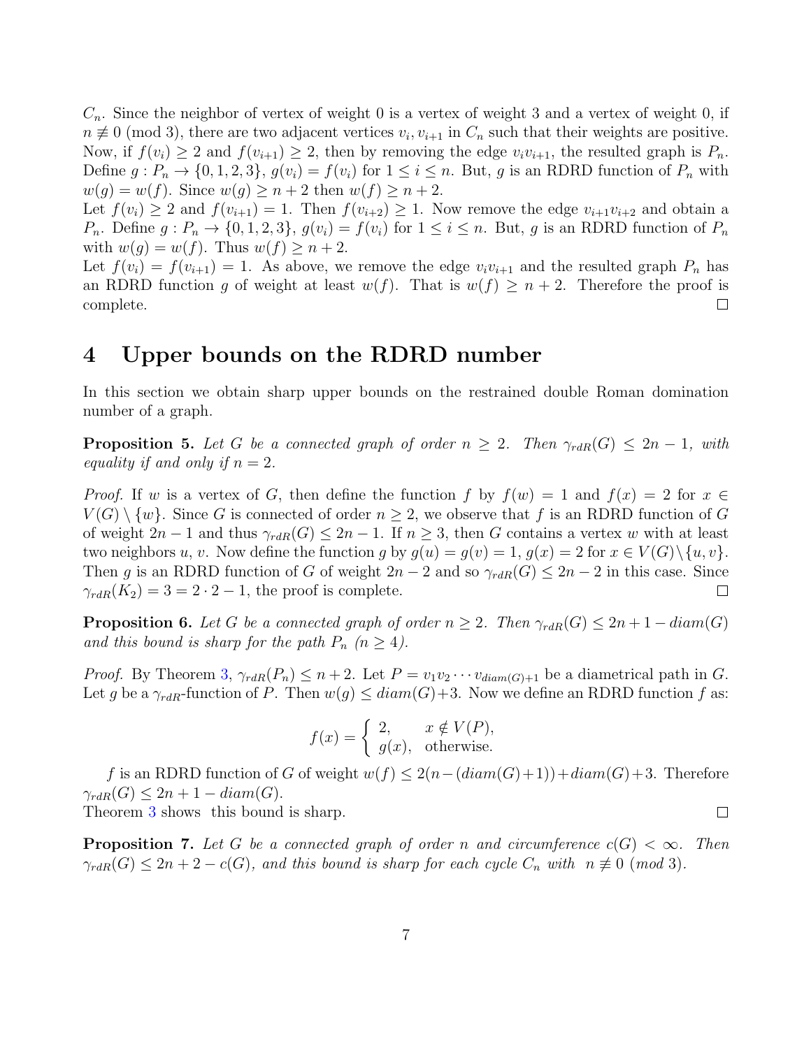$C_n$. Since the neighbor of vertex of weight 0 is a vertex of weight 3 and a vertex of weight 0, if $n \not\equiv 0 \pmod 3$, there are two adjacent vertices $v_i, v_{i+1}$ in $C_n$ such that their weights are positive. Now, if $f(v_i) \geq 2$ and $f(v_{i+1}) \geq 2$, then by removing the edge $v_iv_{i+1}$, the resulted graph is $P_n$. Define $g : P_n \to \{0, 1, 2, 3\}$, $g(v_i) = f(v_i)$ for $1 \leq i \leq n$. But, $g$ is an RDRD function of $P_n$ with $w(g) = w(f)$. Since $w(g) \geq n + 2$ then $w(f) \geq n + 2$.

Let $f(v_i) \geq 2$ and $f(v_{i+1}) = 1$. Then $f(v_{i+2}) \geq 1$. Now remove the edge $v_{i+1}v_{i+2}$ and obtain a $P_n$. Define $g : P_n \to \{0, 1, 2, 3\}$, $g(v_i) = f(v_i)$ for $1 \leq i \leq n$. But, $g$ is an RDRD function of $P_n$ with $w(g) = w(f)$. Thus $w(f) \geq n + 2$.

Let $f(v_i) = f(v_{i+1}) = 1$. As above, we remove the edge $v_iv_{i+1}$ and the resulted graph $P_n$ has an RDRD function $g$ of weight at least $w(f)$. That is $w(f) \geq n + 2$. Therefore the proof is complete. □

## 4 Upper bounds on the RDRD number

In this section we obtain sharp upper bounds on the restrained double Roman domination number of a graph.

**Proposition 5.** *Let $G$ be a connected graph of order $n \geq 2$. Then $\gamma_{rdR}(G) \leq 2n - 1$, with equality if and only if $n = 2$.*

*Proof.* If $w$ is a vertex of $G$, then define the function $f$ by $f(w) = 1$ and $f(x) = 2$ for $x \in V(G) \setminus \{w\}$. Since $G$ is connected of order $n \geq 2$, we observe that $f$ is an RDRD function of $G$ of weight $2n - 1$ and thus $\gamma_{rdR}(G) \leq 2n - 1$. If $n \geq 3$, then $G$ contains a vertex $w$ with at least two neighbors $u, v$. Now define the function $g$ by $g(u) = g(v) = 1$, $g(x) = 2$ for $x \in V(G) \setminus \{u, v\}$. Then $g$ is an RDRD function of $G$ of weight $2n - 2$ and so $\gamma_{rdR}(G) \leq 2n - 2$ in this case. Since $\gamma_{rdR}(K_2) = 3 = 2 \cdot 2 - 1$, the proof is complete. □

**Proposition 6.** *Let $G$ be a connected graph of order $n \geq 2$. Then $\gamma_{rdR}(G) \leq 2n + 1 - diam(G)$ and this bound is sharp for the path $P_n$ $(n \geq 4)$.*

*Proof.* By Theorem 3, $\gamma_{rdR}(P_n) \leq n + 2$. Let $P = v_1v_2 \cdots v_{diam(G)+1}$ be a diametrical path in $G$. Let $g$ be a $\gamma_{rdR}$-function of $P$. Then $w(g) \leq diam(G) + 3$. Now we define an RDRD function $f$ as:

$$f(x) = \begin{cases} 2, & x \notin V(P), \\ g(x), & \text{otherwise.} \end{cases}$$

$f$ is an RDRD function of $G$ of weight $w(f) \leq 2(n - (diam(G) + 1)) + diam(G) + 3$. Therefore $\gamma_{rdR}(G) \leq 2n + 1 - diam(G)$.

Theorem 3 shows this bound is sharp. □

**Proposition 7.** *Let $G$ be a connected graph of order $n$ and circumference $c(G) < \infty$. Then $\gamma_{rdR}(G) \leq 2n + 2 - c(G)$, and this bound is sharp for each cycle $C_n$ with $n \not\equiv 0 \pmod 3$.*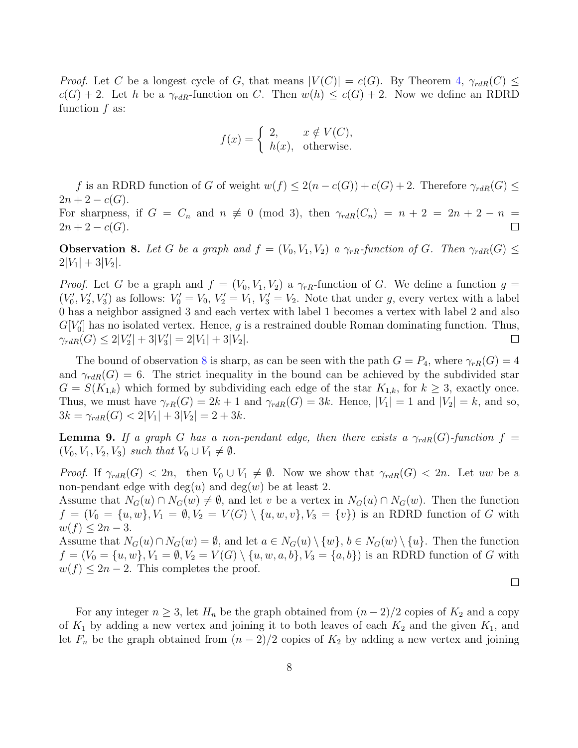*Proof.* Let $C$ be a longest cycle of $G$, that means $|V(C)| = c(G)$. By Theorem 4, $\gamma_{rdR}(C) \leq c(G) + 2$. Let $h$ be a $\gamma_{rdR}$-function on $C$. Then $w(h) \leq c(G) + 2$. Now we define an RDRD function $f$ as:

$$f(x) = \begin{cases} 2, & x \notin V(C), \\ h(x), & \text{otherwise.} \end{cases}$$

$f$ is an RDRD function of $G$ of weight $w(f) \leq 2(n - c(G)) + c(G) + 2$. Therefore $\gamma_{rdR}(G) \leq 2n + 2 - c(G)$.

For sharpness, if $G = C_n$ and $n \not\equiv 0 \pmod 3$, then $\gamma_{rdR}(C_n) = n + 2 = 2n + 2 - n = 2n + 2 - c(G)$. □

**Observation 8.** *Let $G$ be a graph and $f = (V_0, V_1, V_2)$ a $\gamma_{rR}$-function of $G$. Then $\gamma_{rdR}(G) \leq 2|V_1| + 3|V_2|$.*

*Proof.* Let $G$ be a graph and $f = (V_0, V_1, V_2)$ a $\gamma_{rR}$-function of $G$. We define a function $g = (V_0', V_2', V_3')$ as follows: $V_0' = V_0$, $V_2' = V_1$, $V_3' = V_2$. Note that under $g$, every vertex with a label 0 has a neighbor assigned 3 and each vertex with label 1 becomes a vertex with label 2 and also $G[V_0']$ has no isolated vertex. Hence, $g$ is a restrained double Roman dominating function. Thus, $\gamma_{rdR}(G) \leq 2|V_2'| + 3|V_3'| = 2|V_1| + 3|V_2|$. □

The bound of observation 8 is sharp, as can be seen with the path $G = P_4$, where $\gamma_{rR}(G) = 4$ and $\gamma_{rdR}(G) = 6$. The strict inequality in the bound can be achieved by the subdivided star $G = S(K_{1,k})$ which formed by subdividing each edge of the star $K_{1,k}$, for $k \geq 3$, exactly once. Thus, we must have $\gamma_{rR}(G) = 2k + 1$ and $\gamma_{rdR}(G) = 3k$. Hence, $|V_1| = 1$ and $|V_2| = k$, and so, $3k = \gamma_{rdR}(G) < 2|V_1| + 3|V_2| = 2 + 3k$.

**Lemma 9.** *If a graph $G$ has a non-pendant edge, then there exists a $\gamma_{rdR}(G)$-function $f = (V_0, V_1, V_2, V_3)$ such that $V_0 \cup V_1 \neq \emptyset$.*

*Proof.* If $\gamma_{rdR}(G) < 2n$, then $V_0 \cup V_1 \neq \emptyset$. Now we show that $\gamma_{rdR}(G) < 2n$. Let $uw$ be a non-pendant edge with $\deg(u)$ and $\deg(w)$ be at least 2.

Assume that $N_G(u) \cap N_G(w) \neq \emptyset$, and let $v$ be a vertex in $N_G(u) \cap N_G(w)$. Then the function $f = (V_0 = \{u, w\}, V_1 = \emptyset, V_2 = V(G) \setminus \{u, w, v\}, V_3 = \{v\})$ is an RDRD function of $G$ with $w(f) \leq 2n - 3$.

Assume that $N_G(u) \cap N_G(w) = \emptyset$, and let $a \in N_G(u) \setminus \{w\}$, $b \in N_G(w) \setminus \{u\}$. Then the function $f = (V_0 = \{u, w\}, V_1 = \emptyset, V_2 = V(G) \setminus \{u, w, a, b\}, V_3 = \{a, b\})$ is an RDRD function of $G$ with $w(f) \leq 2n - 2$. This completes the proof. □

For any integer $n \geq 3$, let $H_n$ be the graph obtained from $(n-2)/2$ copies of $K_2$ and a copy of $K_1$ by adding a new vertex and joining it to both leaves of each $K_2$ and the given $K_1$, and let $F_n$ be the graph obtained from $(n-2)/2$ copies of $K_2$ by adding a new vertex and joining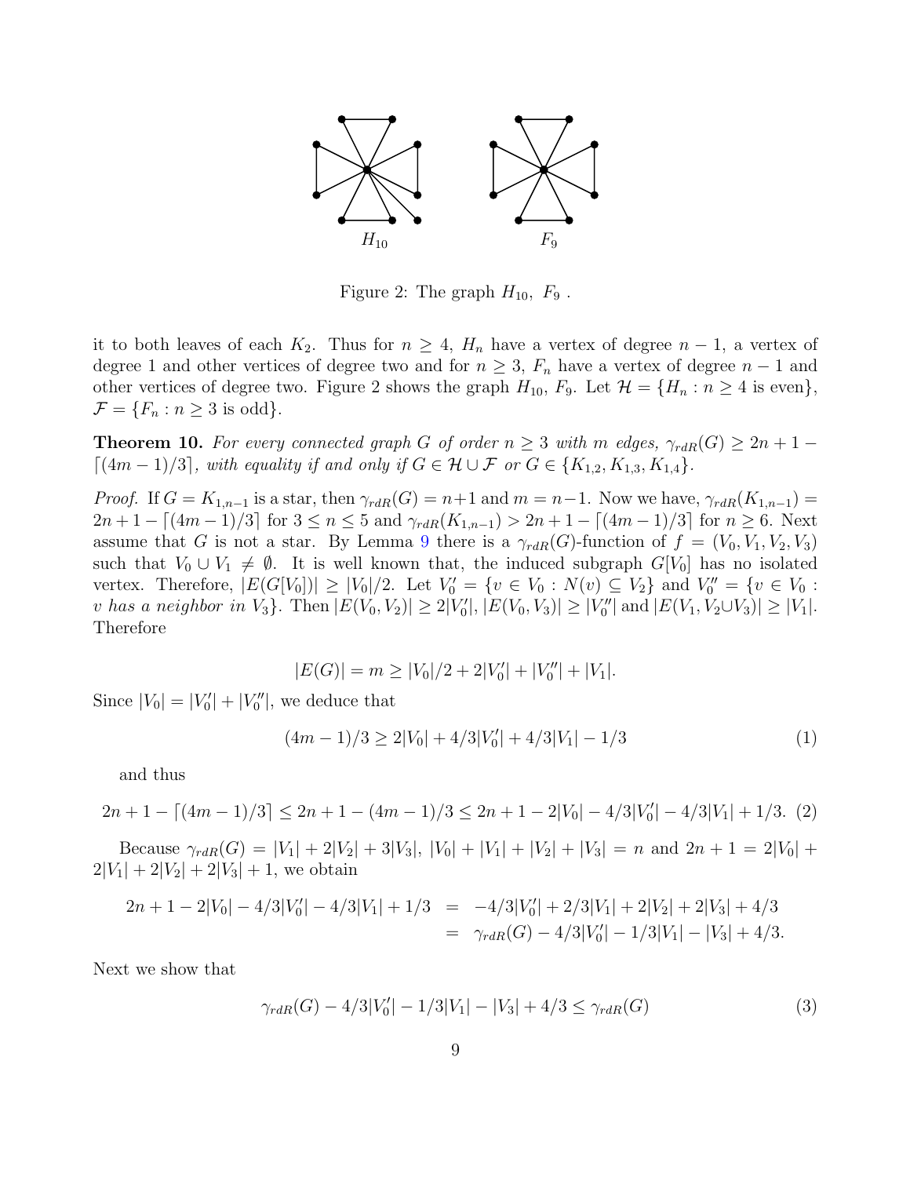Figure 2: The graph $H_{10}$, $F_9$ .

it to both leaves of each $K_2$. Thus for $n \geq 4$, $H_n$ have a vertex of degree $n-1$, a vertex of degree 1 and other vertices of degree two and for $n \geq 3$, $F_n$ have a vertex of degree $n-1$ and other vertices of degree two. Figure 2 shows the graph $H_{10}$, $F_9$. Let $\mathcal{H} = \{H_n : n \geq 4 \text{ is even}\}$, $\mathcal{F} = \{F_n : n \geq 3 \text{ is odd}\}$.

**Theorem 10.** *For every connected graph $G$ of order $n \geq 3$ with $m$ edges, $\gamma_{rdR}(G) \geq 2n + 1 - \lceil (4m-1)/3 \rceil$, with equality if and only if $G \in \mathcal{H} \cup \mathcal{F}$ or $G \in \{K_{1,2}, K_{1,3}, K_{1,4}\}$.*

*Proof.* If $G = K_{1,n-1}$ is a star, then $\gamma_{rdR}(G) = n+1$ and $m = n-1$. Now we have, $\gamma_{rdR}(K_{1,n-1}) = 2n+1-\lceil (4m-1)/3 \rceil$ for $3 \leq n \leq 5$ and $\gamma_{rdR}(K_{1,n-1}) > 2n+1-\lceil (4m-1)/3 \rceil$ for $n \geq 6$. Next assume that $G$ is not a star. By Lemma 9 there is a $\gamma_{rdR}(G)$-function of $f = (V_0, V_1, V_2, V_3)$ such that $V_0 \cup V_1 \neq \emptyset$. It is well known that, the induced subgraph $G[V_0]$ has no isolated vertex. Therefore, $|E(G[V_0])| \geq |V_0|/2$. Let $V_0' = \{v \in V_0 : N(v) \subseteq V_2\}$ and $V_0'' = \{v \in V_0 :$ *$v$ has a neighbor in $V_3$*$\}$. Then $|E(V_0, V_2)| \geq 2|V_0'|$, $|E(V_0, V_3)| \geq |V_0''|$ and $|E(V_1, V_2 \cup V_3)| \geq |V_1|$. Therefore

$$|E(G)| = m \geq |V_0|/2 + 2|V_0'| + |V_0''| + |V_1|.$$

Since $|V_0| = |V_0'| + |V_0''|$, we deduce that

$$(4m-1)/3 \geq 2|V_0| + 4/3|V_0'| + 4/3|V_1| - 1/3 \tag{1}$$

and thus

$$2n + 1 - \lceil (4m-1)/3 \rceil \leq 2n + 1 - (4m-1)/3 \leq 2n + 1 - 2|V_0| - 4/3|V_0'| - 4/3|V_1| + 1/3. \tag{2}$$

Because $\gamma_{rdR}(G) = |V_1| + 2|V_2| + 3|V_3|$, $|V_0| + |V_1| + |V_2| + |V_3| = n$ and $2n+1 = 2|V_0| + 2|V_1| + 2|V_2| + 2|V_3| + 1$, we obtain

$$\begin{aligned} 2n + 1 - 2|V_0| - 4/3|V_0'| - 4/3|V_1| + 1/3 &= -4/3|V_0'| + 2/3|V_1| + 2|V_2| + 2|V_3| + 4/3 \\ &= \gamma_{rdR}(G) - 4/3|V_0'| - 1/3|V_1| - |V_3| + 4/3. \end{aligned}$$

Next we show that

$$\gamma_{rdR}(G) - 4/3|V_0'| - 1/3|V_1| - |V_3| + 4/3 \leq \gamma_{rdR}(G) \tag{3}$$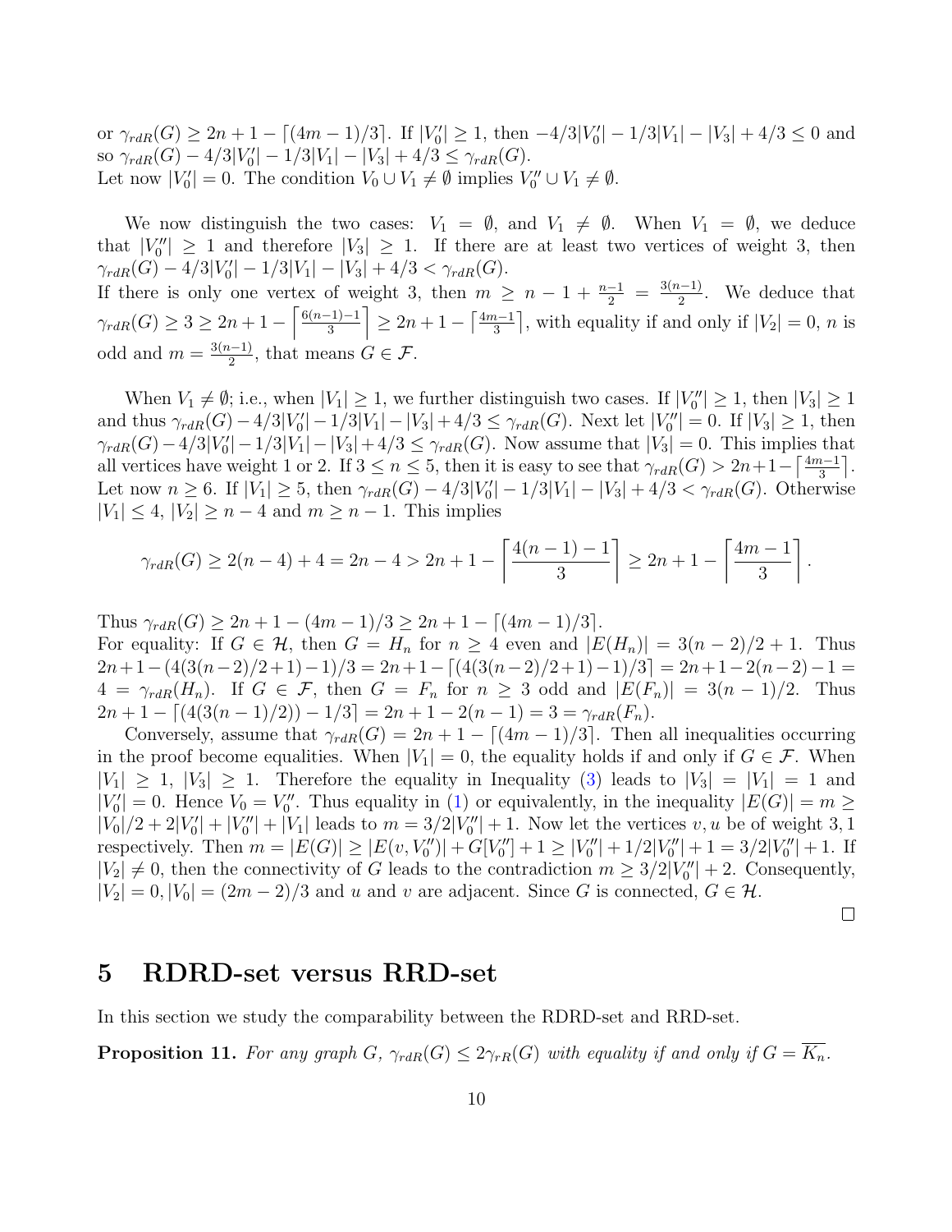or $\gamma_{rdR}(G) \geq 2n+1-\lceil(4m-1)/3\rceil$. If $|V_0'| \geq 1$, then $-4/3|V_0'| - 1/3|V_1| - |V_3| + 4/3 \leq 0$ and so $\gamma_{rdR}(G) - 4/3|V_0'| - 1/3|V_1| - |V_3| + 4/3 \leq \gamma_{rdR}(G)$.
Let now $|V_0'| = 0$. The condition $V_0 \cup V_1 \neq \emptyset$ implies $V_0'' \cup V_1 \neq \emptyset$.

We now distinguish the two cases: $V_1 = \emptyset$, and $V_1 \neq \emptyset$. When $V_1 = \emptyset$, we deduce that $|V_0''| \geq 1$ and therefore $|V_3| \geq 1$. If there are at least two vertices of weight 3, then $\gamma_{rdR}(G) - 4/3|V_0'| - 1/3|V_1| - |V_3| + 4/3 < \gamma_{rdR}(G)$.
If there is only one vertex of weight 3, then $m \geq n-1+\frac{n-1}{2} = \frac{3(n-1)}{2}$. We deduce that $\gamma_{rdR}(G) \geq 3 \geq 2n+1-\left\lceil\frac{6(n-1)-1}{3}\right\rceil \geq 2n+1-\left\lceil\frac{4m-1}{3}\right\rceil$, with equality if and only if $|V_2| = 0$, $n$ is odd and $m = \frac{3(n-1)}{2}$, that means $G \in \mathcal{F}$.

When $V_1 \neq \emptyset$; i.e., when $|V_1| \geq 1$, we further distinguish two cases. If $|V_0''| \geq 1$, then $|V_3| \geq 1$ and thus $\gamma_{rdR}(G) - 4/3|V_0'| - 1/3|V_1| - |V_3| + 4/3 \leq \gamma_{rdR}(G)$. Next let $|V_0''| = 0$. If $|V_3| \geq 1$, then $\gamma_{rdR}(G) - 4/3|V_0'| - 1/3|V_1| - |V_3| + 4/3 \leq \gamma_{rdR}(G)$. Now assume that $|V_3| = 0$. This implies that all vertices have weight 1 or 2. If $3 \leq n \leq 5$, then it is easy to see that $\gamma_{rdR}(G) > 2n+1-\left\lceil\frac{4m-1}{3}\right\rceil$.
Let now $n \geq 6$. If $|V_1| \geq 5$, then $\gamma_{rdR}(G) - 4/3|V_0'| - 1/3|V_1| - |V_3| + 4/3 < \gamma_{rdR}(G)$. Otherwise $|V_1| \leq 4$, $|V_2| \geq n-4$ and $m \geq n-1$. This implies

$$\gamma_{rdR}(G) \geq 2(n-4)+4 = 2n-4 > 2n+1-\left\lceil\frac{4(n-1)-1}{3}\right\rceil \geq 2n+1-\left\lceil\frac{4m-1}{3}\right\rceil.$$

Thus $\gamma_{rdR}(G) \geq 2n+1-(4m-1)/3 \geq 2n+1-\lceil(4m-1)/3\rceil$.
For equality: If $G \in \mathcal{H}$, then $G = H_n$ for $n \geq 4$ even and $|E(H_n)| = 3(n-2)/2+1$. Thus $2n+1-(4(3(n-2)/2+1)-1)/3 = 2n+1-\lceil(4(3(n-2)/2+1)-1)/3\rceil = 2n+1-2(n-2)-1 = 4 = \gamma_{rdR}(H_n)$. If $G \in \mathcal{F}$, then $G = F_n$ for $n \geq 3$ odd and $|E(F_n)| = 3(n-1)/2$. Thus $2n+1-\lceil(4(3(n-1)/2))-1/3\rceil = 2n+1-2(n-1) = 3 = \gamma_{rdR}(F_n)$.

Conversely, assume that $\gamma_{rdR}(G) = 2n+1-\lceil(4m-1)/3\rceil$. Then all inequalities occurring in the proof become equalities. When $|V_1| = 0$, the equality holds if and only if $G \in \mathcal{F}$. When $|V_1| \geq 1$, $|V_3| \geq 1$. Therefore the equality in Inequality (3) leads to $|V_3| = |V_1| = 1$ and $|V_0'| = 0$. Hence $V_0 = V_0''$. Thus equality in (1) or equivalently, in the inequality $|E(G)| = m \geq |V_0|/2 + 2|V_0'| + |V_0''| + |V_1|$ leads to $m = 3/2|V_0''| + 1$. Now let the vertices $v, u$ be of weight $3, 1$ respectively. Then $m = |E(G)| \geq |E(v, V_0'')| + G[V_0''] + 1 \geq |V_0''| + 1/2|V_0''| + 1 = 3/2|V_0''| + 1$. If $|V_2| \neq 0$, then the connectivity of $G$ leads to the contradiction $m \geq 3/2|V_0''| + 2$. Consequently, $|V_2| = 0, |V_0| = (2m-2)/3$ and $u$ and $v$ are adjacent. Since $G$ is connected, $G \in \mathcal{H}$.

□

## 5 RDRD-set versus RRD-set

In this section we study the comparability between the RDRD-set and RRD-set.

**Proposition 11.** *For any graph $G$, $\gamma_{rdR}(G) \leq 2\gamma_{rR}(G)$ with equality if and only if $G = \overline{K_n}$.*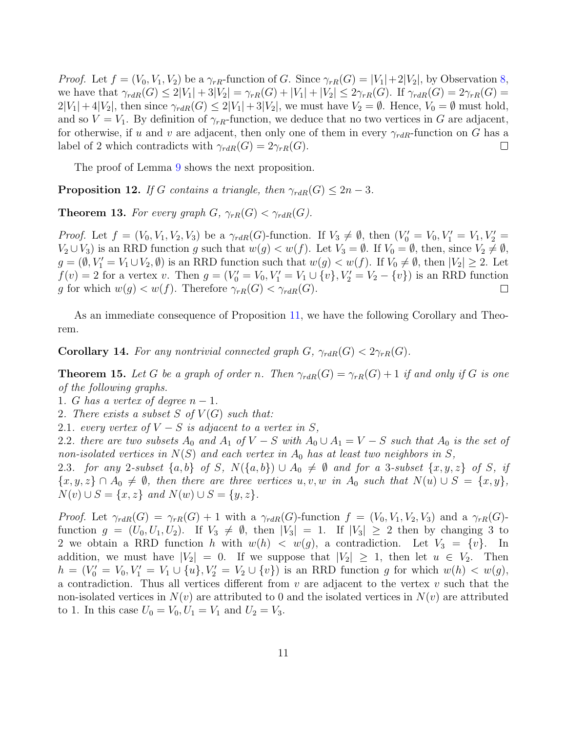*Proof.* Let $f = (V_0, V_1, V_2)$ be a $\gamma_{rR}$-function of $G$. Since $\gamma_{rR}(G) = |V_1|+2|V_2|$, by Observation 8, we have that $\gamma_{rdR}(G) \leq 2|V_1| + 3|V_2| = \gamma_{rR}(G) + |V_1| + |V_2| \leq 2\gamma_{rR}(G)$. If $\gamma_{rdR}(G) = 2\gamma_{rR}(G) = 2|V_1| + 4|V_2|$, then since $\gamma_{rdR}(G) \leq 2|V_1| + 3|V_2|$, we must have $V_2 = \emptyset$. Hence, $V_0 = \emptyset$ must hold, and so $V = V_1$. By definition of $\gamma_{rR}$-function, we deduce that no two vertices in $G$ are adjacent, for otherwise, if $u$ and $v$ are adjacent, then only one of them in every $\gamma_{rdR}$-function on $G$ has a label of 2 which contradicts with $\gamma_{rdR}(G) = 2\gamma_{rR}(G)$. $\square$

The proof of Lemma 9 shows the next proposition.

**Proposition 12.** *If $G$ contains a triangle, then $\gamma_{rdR}(G) \leq 2n - 3$.*

**Theorem 13.** *For every graph $G$, $\gamma_{rR}(G) < \gamma_{rdR}(G)$.*

*Proof.* Let $f = (V_0, V_1, V_2, V_3)$ be a $\gamma_{rdR}(G)$-function. If $V_3 \neq \emptyset$, then $(V_0' = V_0, V_1' = V_1, V_2' = V_2 \cup V_3)$ is an RRD function $g$ such that $w(g) < w(f)$. Let $V_3 = \emptyset$. If $V_0 = \emptyset$, then, since $V_2 \neq \emptyset$, $g = (\emptyset, V_1' = V_1 \cup V_2, \emptyset)$ is an RRD function such that $w(g) < w(f)$. If $V_0 \neq \emptyset$, then $|V_2| \geq 2$. Let $f(v) = 2$ for a vertex $v$. Then $g = (V_0' = V_0, V_1' = V_1 \cup \{v\}, V_2' = V_2 - \{v\})$ is an RRD function $g$ for which $w(g) < w(f)$. Therefore $\gamma_{rR}(G) < \gamma_{rdR}(G)$. $\square$

As an immediate consequence of Proposition 11, we have the following Corollary and Theorem.

**Corollary 14.** *For any nontrivial connected graph $G$, $\gamma_{rdR}(G) < 2\gamma_{rR}(G)$.*

**Theorem 15.** *Let $G$ be a graph of order $n$. Then $\gamma_{rdR}(G) = \gamma_{rR}(G) + 1$ if and only if $G$ is one of the following graphs.*
*1. $G$ has a vertex of degree $n - 1$.*
*2. There exists a subset $S$ of $V(G)$ such that:*
*2.1. every vertex of $V - S$ is adjacent to a vertex in $S$,*
*2.2. there are two subsets $A_0$ and $A_1$ of $V - S$ with $A_0 \cup A_1 = V - S$ such that $A_0$ is the set of non-isolated vertices in $N(S)$ and each vertex in $A_0$ has at least two neighbors in $S$,*
*2.3. for any 2-subset $\{a, b\}$ of $S$, $N(\{a, b\}) \cup A_0 \neq \emptyset$ and for a 3-subset $\{x, y, z\}$ of $S$, if $\{x, y, z\} \cap A_0 \neq \emptyset$, then there are three vertices $u, v, w$ in $A_0$ such that $N(u) \cup S = \{x, y\}$, $N(v) \cup S = \{x, z\}$ and $N(w) \cup S = \{y, z\}$.*

*Proof.* Let $\gamma_{rdR}(G) = \gamma_{rR}(G) + 1$ with a $\gamma_{rdR}(G)$-function $f = (V_0, V_1, V_2, V_3)$ and a $\gamma_{rR}(G)$-function $g = (U_0, U_1, U_2)$. If $V_3 \neq \emptyset$, then $|V_3| = 1$. If $|V_3| \geq 2$ then by changing 3 to 2 we obtain a RRD function $h$ with $w(h) < w(g)$, a contradiction. Let $V_3 = \{v\}$. In addition, we must have $|V_2| = 0$. If we suppose that $|V_2| \geq 1$, then let $u \in V_2$. Then $h = (V_0' = V_0, V_1' = V_1 \cup \{u\}, V_2' = V_2 \cup \{v\})$ is an RRD function $g$ for which $w(h) < w(g)$, a contradiction. Thus all vertices different from $v$ are adjacent to the vertex $v$ such that the non-isolated vertices in $N(v)$ are attributed to 0 and the isolated vertices in $N(v)$ are attributed to 1. In this case $U_0 = V_0, U_1 = V_1$ and $U_2 = V_3$.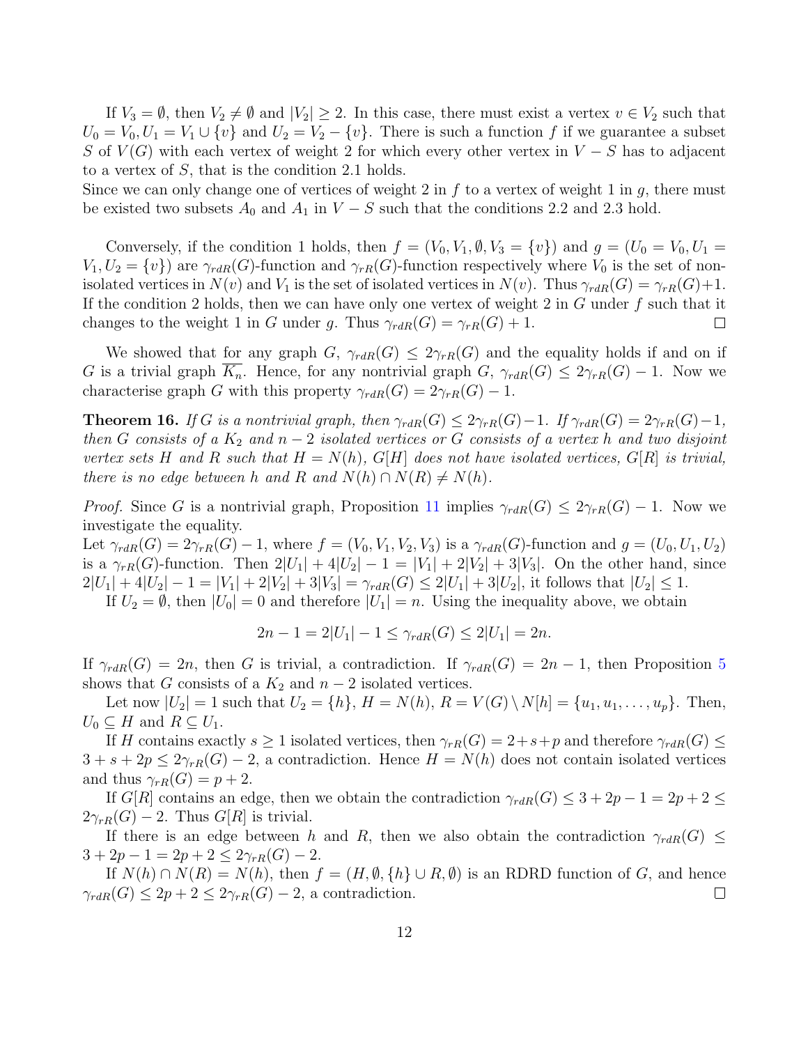If $V_3 = \emptyset$, then $V_2 \neq \emptyset$ and $|V_2| \geq 2$. In this case, there must exist a vertex $v \in V_2$ such that $U_0 = V_0, U_1 = V_1 \cup \{v\}$ and $U_2 = V_2 - \{v\}$. There is such a function $f$ if we guarantee a subset $S$ of $V(G)$ with each vertex of weight 2 for which every other vertex in $V - S$ has to adjacent to a vertex of $S$, that is the condition 2.1 holds.
Since we can only change one of vertices of weight 2 in $f$ to a vertex of weight 1 in $g$, there must be existed two subsets $A_0$ and $A_1$ in $V - S$ such that the conditions 2.2 and 2.3 hold.

Conversely, if the condition 1 holds, then $f = (V_0, V_1, \emptyset, V_3 = \{v\})$ and $g = (U_0 = V_0, U_1 = V_1, U_2 = \{v\})$ are $\gamma_{rdR}(G)$-function and $\gamma_{rR}(G)$-function respectively where $V_0$ is the set of non-isolated vertices in $N(v)$ and $V_1$ is the set of isolated vertices in $N(v)$. Thus $\gamma_{rdR}(G) = \gamma_{rR}(G)+1$. If the condition 2 holds, then we can have only one vertex of weight 2 in $G$ under $f$ such that it changes to the weight 1 in $G$ under $g$. Thus $\gamma_{rdR}(G) = \gamma_{rR}(G) + 1$. $\square$

We showed that for any graph $G$, $\gamma_{rdR}(G) \leq 2\gamma_{rR}(G)$ and the equality holds if and on if $G$ is a trivial graph $\overline{K_n}$. Hence, for any nontrivial graph $G$, $\gamma_{rdR}(G) \leq 2\gamma_{rR}(G) - 1$. Now we characterise graph $G$ with this property $\gamma_{rdR}(G) = 2\gamma_{rR}(G) - 1$.

**Theorem 16.** *If $G$ is a nontrivial graph, then $\gamma_{rdR}(G) \leq 2\gamma_{rR}(G)-1$. If $\gamma_{rdR}(G) = 2\gamma_{rR}(G)-1$, then $G$ consists of a $K_2$ and $n-2$ isolated vertices or $G$ consists of a vertex $h$ and two disjoint vertex sets $H$ and $R$ such that $H = N(h)$, $G[H]$ does not have isolated vertices, $G[R]$ is trivial, there is no edge between $h$ and $R$ and $N(h) \cap N(R) \neq N(h)$.*

*Proof.* Since $G$ is a nontrivial graph, Proposition 11 implies $\gamma_{rdR}(G) \leq 2\gamma_{rR}(G) - 1$. Now we investigate the equality.
Let $\gamma_{rdR}(G) = 2\gamma_{rR}(G) - 1$, where $f = (V_0, V_1, V_2, V_3)$ is a $\gamma_{rdR}(G)$-function and $g = (U_0, U_1, U_2)$ is a $\gamma_{rR}(G)$-function. Then $2|U_1| + 4|U_2| - 1 = |V_1| + 2|V_2| + 3|V_3|$. On the other hand, since $2|U_1| + 4|U_2| - 1 = |V_1| + 2|V_2| + 3|V_3| = \gamma_{rdR}(G) \leq 2|U_1| + 3|U_2|$, it follows that $|U_2| \leq 1$.

If $U_2 = \emptyset$, then $|U_0| = 0$ and therefore $|U_1| = n$. Using the inequality above, we obtain

$$2n - 1 = 2|U_1| - 1 \leq \gamma_{rdR}(G) \leq 2|U_1| = 2n.$$

If $\gamma_{rdR}(G) = 2n$, then $G$ is trivial, a contradiction. If $\gamma_{rdR}(G) = 2n - 1$, then Proposition 5 shows that $G$ consists of a $K_2$ and $n - 2$ isolated vertices.

Let now $|U_2| = 1$ such that $U_2 = \{h\}$, $H = N(h)$, $R = V(G) \setminus N[h] = \{u_1, u_1, \ldots, u_p\}$. Then, $U_0 \subseteq H$ and $R \subseteq U_1$.

If $H$ contains exactly $s \geq 1$ isolated vertices, then $\gamma_{rR}(G) = 2+s+p$ and therefore $\gamma_{rdR}(G) \leq 3 + s + 2p \leq 2\gamma_{rR}(G) - 2$, a contradiction. Hence $H = N(h)$ does not contain isolated vertices and thus $\gamma_{rR}(G) = p + 2$.

If $G[R]$ contains an edge, then we obtain the contradiction $\gamma_{rdR}(G) \leq 3 + 2p - 1 = 2p + 2 \leq 2\gamma_{rR}(G) - 2$. Thus $G[R]$ is trivial.

If there is an edge between $h$ and $R$, then we also obtain the contradiction $\gamma_{rdR}(G) \leq 3 + 2p - 1 = 2p + 2 \leq 2\gamma_{rR}(G) - 2$.

If $N(h) \cap N(R) = N(h)$, then $f = (H, \emptyset, \{h\} \cup R, \emptyset)$ is an RDRD function of $G$, and hence $\gamma_{rdR}(G) \leq 2p + 2 \leq 2\gamma_{rR}(G) - 2$, a contradiction. $\square$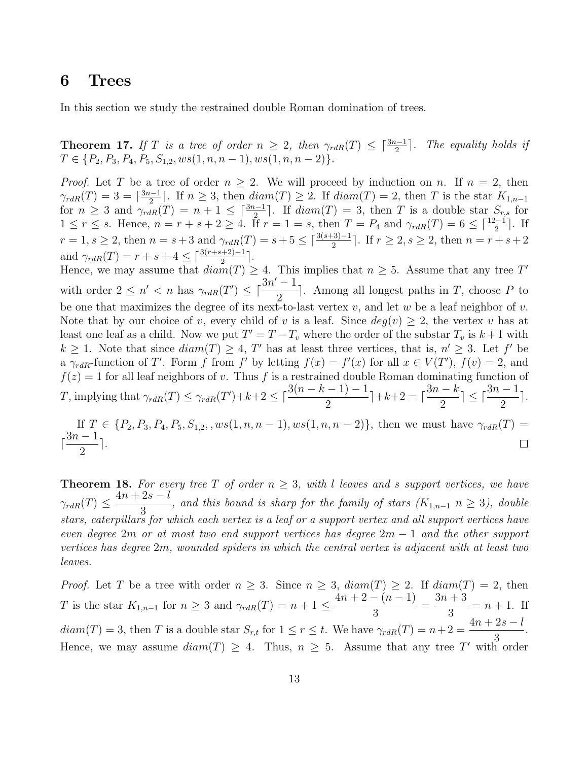# 6 Trees

In this section we study the restrained double Roman domination of trees.

**Theorem 17.** *If $T$ is a tree of order $n \geq 2$, then $\gamma_{rdR}(T) \leq \lceil \frac{3n-1}{2} \rceil$. The equality holds if $T \in \{P_2, P_3, P_4, P_5, S_{1,2}, ws(1,n,n-1), ws(1,n,n-2)\}$.*

*Proof.* Let $T$ be a tree of order $n \geq 2$. We will proceed by induction on $n$. If $n = 2$, then $\gamma_{rdR}(T) = 3 = \lceil \frac{3n-1}{2} \rceil$. If $n \geq 3$, then $diam(T) \geq 2$. If $diam(T) = 2$, then $T$ is the star $K_{1,n-1}$ for $n \geq 3$ and $\gamma_{rdR}(T) = n + 1 \leq \lceil \frac{3n-1}{2} \rceil$. If $diam(T) = 3$, then $T$ is a double star $S_{r,s}$ for $1 \leq r \leq s$. Hence, $n = r + s + 2 \geq 4$. If $r = 1 = s$, then $T = P_4$ and $\gamma_{rdR}(T) = 6 \leq \lceil \frac{12-1}{2} \rceil$. If $r = 1, s \geq 2$, then $n = s+3$ and $\gamma_{rdR}(T) = s+5 \leq \lceil \frac{3(s+3)-1}{2} \rceil$. If $r \geq 2, s \geq 2$, then $n = r+s+2$ and $\gamma_{rdR}(T) = r + s + 4 \leq \lceil \frac{3(r+s+2)-1}{2} \rceil$.
Hence, we may assume that $diam(T) \geq 4$. This implies that $n \geq 5$. Assume that any tree $T'$ with order $2 \leq n' < n$ has $\gamma_{rdR}(T') \leq \lceil \dfrac{3n'-1}{2} \rceil$. Among all longest paths in $T$, choose $P$ to be one that maximizes the degree of its next-to-last vertex $v$, and let $w$ be a leaf neighbor of $v$. Note that by our choice of $v$, every child of $v$ is a leaf. Since $deg(v) \geq 2$, the vertex $v$ has at least one leaf as a child. Now we put $T' = T - T_v$ where the order of the substar $T_v$ is $k+1$ with $k \geq 1$. Note that since $diam(T) \geq 4$, $T'$ has at least three vertices, that is, $n' \geq 3$. Let $f'$ be a $\gamma_{rdR}$-function of $T'$. Form $f$ from $f'$ by letting $f(x) = f'(x)$ for all $x \in V(T')$, $f(v) = 2$, and $f(z) = 1$ for all leaf neighbors of $v$. Thus $f$ is a restrained double Roman dominating function of $T$, implying that $\gamma_{rdR}(T) \leq \gamma_{rdR}(T') + k + 2 \leq \lceil \dfrac{3(n-k-1)-1}{2} \rceil + k + 2 = \lceil \dfrac{3n-k}{2} \rceil \leq \lceil \dfrac{3n-1}{2} \rceil$.

If $T \in \{P_2, P_3, P_4, P_5, S_{1,2}, , ws(1,n,n-1), ws(1,n,n-2)\}$, then we must have $\gamma_{rdR}(T) = \lceil \dfrac{3n-1}{2} \rceil$. $\square$

**Theorem 18.** *For every tree $T$ of order $n \geq 3$, with $l$ leaves and $s$ support vertices, we have $\gamma_{rdR}(T) \leq \dfrac{4n+2s-l}{3}$, and this bound is sharp for the family of stars ($K_{1,n-1}$ $n \geq 3$), double stars, caterpillars for which each vertex is a leaf or a support vertex and all support vertices have even degree $2m$ or at most two end support vertices has degree $2m-1$ and the other support vertices has degree $2m$, wounded spiders in which the central vertex is adjacent with at least two leaves.*

*Proof.* Let $T$ be a tree with order $n \geq 3$. Since $n \geq 3$, $diam(T) \geq 2$. If $diam(T) = 2$, then $T$ is the star $K_{1,n-1}$ for $n \geq 3$ and $\gamma_{rdR}(T) = n + 1 \leq \dfrac{4n+2-(n-1)}{3} = \dfrac{3n+3}{3} = n+1$. If $diam(T) = 3$, then $T$ is a double star $S_{r,t}$ for $1 \leq r \leq t$. We have $\gamma_{rdR}(T) = n+2 = \dfrac{4n+2s-l}{3}$. Hence, we may assume $diam(T) \geq 4$. Thus, $n \geq 5$. Assume that any tree $T'$ with order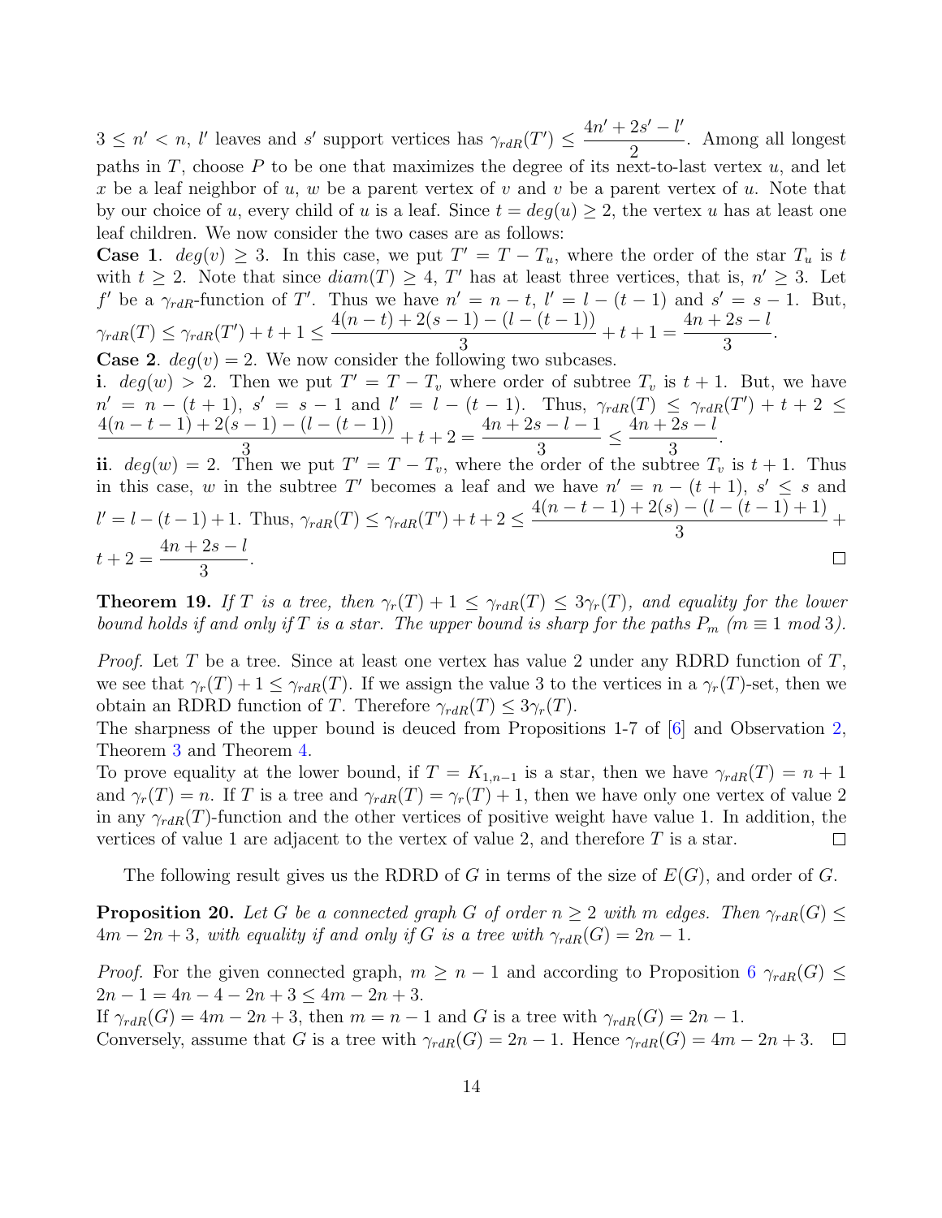$3 \leq n' < n$, $l'$ leaves and $s'$ support vertices has $\gamma_{rdR}(T') \leq \dfrac{4n' + 2s' - l'}{2}$. Among all longest paths in $T$, choose $P$ to be one that maximizes the degree of its next-to-last vertex $u$, and let $x$ be a leaf neighbor of $u$, $w$ be a parent vertex of $v$ and $v$ be a parent vertex of $u$. Note that by our choice of $u$, every child of $u$ is a leaf. Since $t = deg(u) \geq 2$, the vertex $u$ has at least one leaf children. We now consider the two cases are as follows:

**Case 1**. $deg(v) \geq 3$. In this case, we put $T' = T - T_u$, where the order of the star $T_u$ is $t$ with $t \geq 2$. Note that since $diam(T) \geq 4$, $T'$ has at least three vertices, that is, $n' \geq 3$. Let $f'$ be a $\gamma_{rdR}$-function of $T'$. Thus we have $n' = n - t$, $l' = l - (t-1)$ and $s' = s - 1$. But, $\gamma_{rdR}(T) \leq \gamma_{rdR}(T') + t + 1 \leq \dfrac{4(n-t) + 2(s-1) - (l - (t-1))}{3} + t + 1 = \dfrac{4n + 2s - l}{3}$.

**Case 2**. $deg(v) = 2$. We now consider the following two subcases.

**i**. $deg(w) > 2$. Then we put $T' = T - T_v$ where order of subtree $T_v$ is $t+1$. But, we have $n' = n - (t+1)$, $s' = s - 1$ and $l' = l - (t-1)$. Thus, $\gamma_{rdR}(T) \leq \gamma_{rdR}(T') + t + 2 \leq \dfrac{4(n-t-1) + 2(s-1) - (l-(t-1))}{3} + t + 2 = \dfrac{4n + 2s - l - 1}{3} \leq \dfrac{4n + 2s - l}{3}$.

**ii**. $deg(w) = 2$. Then we put $T' = T - T_v$, where the order of the subtree $T_v$ is $t+1$. Thus in this case, $w$ in the subtree $T'$ becomes a leaf and we have $n' = n - (t+1)$, $s' \leq s$ and $l' = l - (t-1) + 1$. Thus, $\gamma_{rdR}(T) \leq \gamma_{rdR}(T') + t + 2 \leq \dfrac{4(n-t-1) + 2(s) - (l - (t-1) + 1)}{3} + t + 2 = \dfrac{4n + 2s - l}{3}$. $\square$

**Theorem 19.** *If $T$ is a tree, then $\gamma_r(T) + 1 \leq \gamma_{rdR}(T) \leq 3\gamma_r(T)$, and equality for the lower bound holds if and only if $T$ is a star. The upper bound is sharp for the paths $P_m$ ($m \equiv 1 \bmod 3$).*

*Proof.* Let $T$ be a tree. Since at least one vertex has value 2 under any RDRD function of $T$, we see that $\gamma_r(T) + 1 \leq \gamma_{rdR}(T)$. If we assign the value 3 to the vertices in a $\gamma_r(T)$-set, then we obtain an RDRD function of $T$. Therefore $\gamma_{rdR}(T) \leq 3\gamma_r(T)$.

The sharpness of the upper bound is deuced from Propositions 1-7 of [6] and Observation 2, Theorem 3 and Theorem 4.

To prove equality at the lower bound, if $T = K_{1,n-1}$ is a star, then we have $\gamma_{rdR}(T) = n + 1$ and $\gamma_r(T) = n$. If $T$ is a tree and $\gamma_{rdR}(T) = \gamma_r(T) + 1$, then we have only one vertex of value 2 in any $\gamma_{rdR}(T)$-function and the other vertices of positive weight have value 1. In addition, the vertices of value 1 are adjacent to the vertex of value 2, and therefore $T$ is a star. $\square$

The following result gives us the RDRD of $G$ in terms of the size of $E(G)$, and order of $G$.

**Proposition 20.** *Let $G$ be a connected graph $G$ of order $n \geq 2$ with $m$ edges. Then $\gamma_{rdR}(G) \leq 4m - 2n + 3$, with equality if and only if $G$ is a tree with $\gamma_{rdR}(G) = 2n - 1$.*

*Proof.* For the given connected graph, $m \geq n - 1$ and according to Proposition 6 $\gamma_{rdR}(G) \leq 2n - 1 = 4n - 4 - 2n + 3 \leq 4m - 2n + 3$.

If $\gamma_{rdR}(G) = 4m - 2n + 3$, then $m = n - 1$ and $G$ is a tree with $\gamma_{rdR}(G) = 2n - 1$.

Conversely, assume that $G$ is a tree with $\gamma_{rdR}(G) = 2n - 1$. Hence $\gamma_{rdR}(G) = 4m - 2n + 3$. $\square$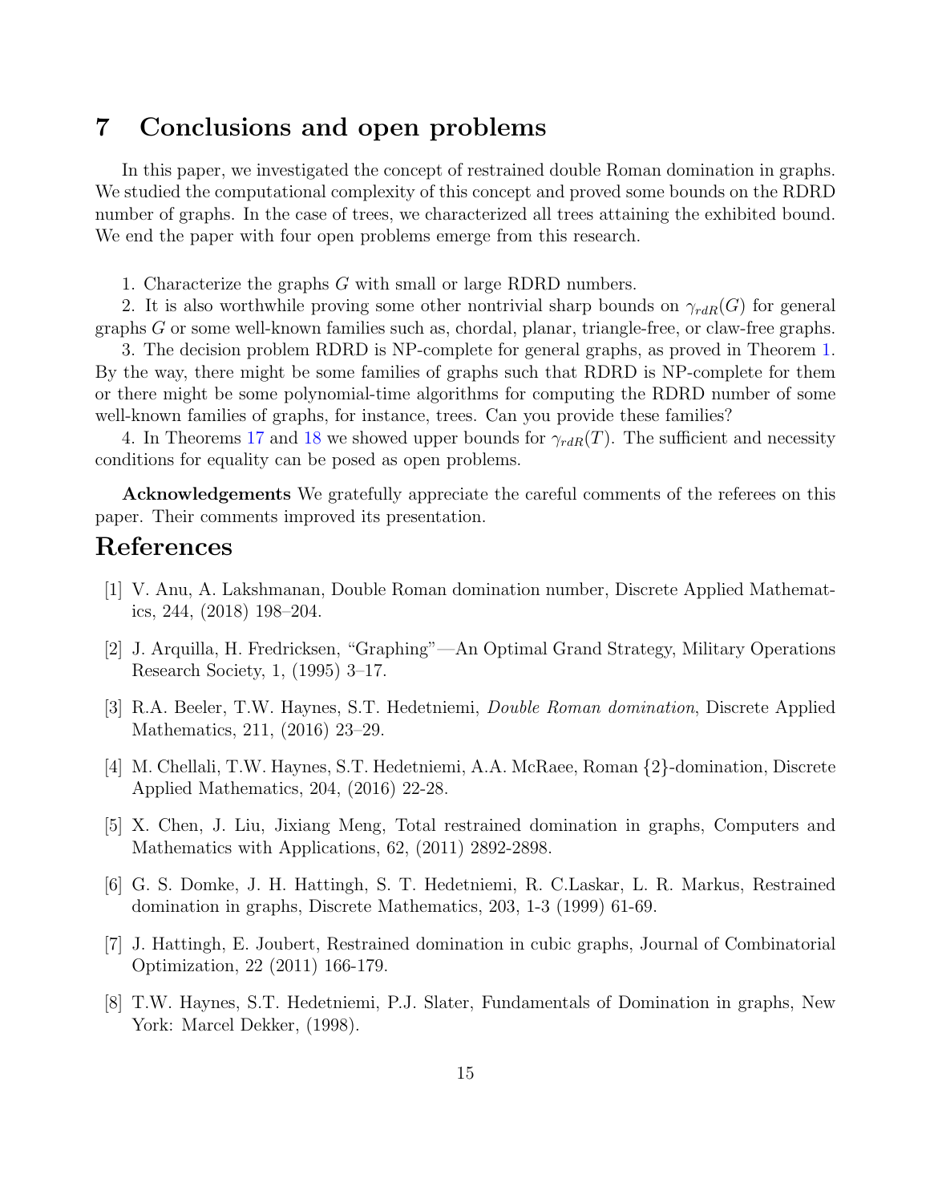# 7 Conclusions and open problems

In this paper, we investigated the concept of restrained double Roman domination in graphs. We studied the computational complexity of this concept and proved some bounds on the RDRD number of graphs. In the case of trees, we characterized all trees attaining the exhibited bound. We end the paper with four open problems emerge from this research.

1. Characterize the graphs $G$ with small or large RDRD numbers.

2. It is also worthwhile proving some other nontrivial sharp bounds on $\gamma_{rdR}(G)$ for general graphs $G$ or some well-known families such as, chordal, planar, triangle-free, or claw-free graphs.

3. The decision problem RDRD is NP-complete for general graphs, as proved in Theorem 1. By the way, there might be some families of graphs such that RDRD is NP-complete for them or there might be some polynomial-time algorithms for computing the RDRD number of some well-known families of graphs, for instance, trees. Can you provide these families?

4. In Theorems 17 and 18 we showed upper bounds for $\gamma_{rdR}(T)$. The sufficient and necessity conditions for equality can be posed as open problems.

**Acknowledgements** We gratefully appreciate the careful comments of the referees on this paper. Their comments improved its presentation.

# References

[1] V. Anu, A. Lakshmanan, Double Roman domination number, Discrete Applied Mathematics, 244, (2018) 198–204.

[2] J. Arquilla, H. Fredricksen, "Graphing"—An Optimal Grand Strategy, Military Operations Research Society, 1, (1995) 3–17.

[3] R.A. Beeler, T.W. Haynes, S.T. Hedetniemi, *Double Roman domination*, Discrete Applied Mathematics, 211, (2016) 23–29.

[4] M. Chellali, T.W. Haynes, S.T. Hedetniemi, A.A. McRaee, Roman {2}-domination, Discrete Applied Mathematics, 204, (2016) 22-28.

[5] X. Chen, J. Liu, Jixiang Meng, Total restrained domination in graphs, Computers and Mathematics with Applications, 62, (2011) 2892-2898.

[6] G. S. Domke, J. H. Hattingh, S. T. Hedetniemi, R. C.Laskar, L. R. Markus, Restrained domination in graphs, Discrete Mathematics, 203, 1-3 (1999) 61-69.

[7] J. Hattingh, E. Joubert, Restrained domination in cubic graphs, Journal of Combinatorial Optimization, 22 (2011) 166-179.

[8] T.W. Haynes, S.T. Hedetniemi, P.J. Slater, Fundamentals of Domination in graphs, New York: Marcel Dekker, (1998).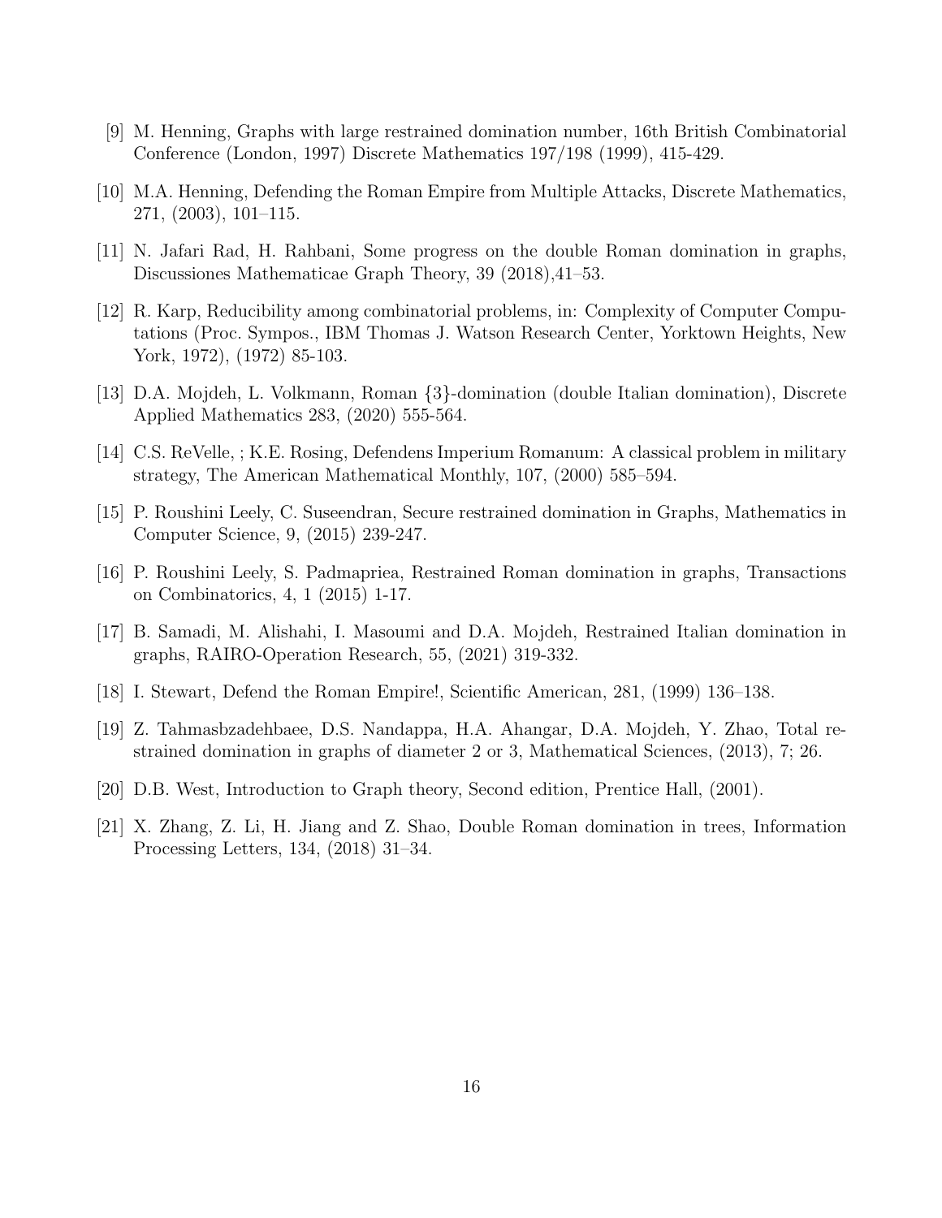[9] M. Henning, Graphs with large restrained domination number, 16th British Combinatorial Conference (London, 1997) Discrete Mathematics 197/198 (1999), 415-429.

[10] M.A. Henning, Defending the Roman Empire from Multiple Attacks, Discrete Mathematics, 271, (2003), 101–115.

[11] N. Jafari Rad, H. Rahbani, Some progress on the double Roman domination in graphs, Discussiones Mathematicae Graph Theory, 39 (2018),41–53.

[12] R. Karp, Reducibility among combinatorial problems, in: Complexity of Computer Computations (Proc. Sympos., IBM Thomas J. Watson Research Center, Yorktown Heights, New York, 1972), (1972) 85-103.

[13] D.A. Mojdeh, L. Volkmann, Roman {3}-domination (double Italian domination), Discrete Applied Mathematics 283, (2020) 555-564.

[14] C.S. ReVelle, ; K.E. Rosing, Defendens Imperium Romanum: A classical problem in military strategy, The American Mathematical Monthly, 107, (2000) 585–594.

[15] P. Roushini Leely, C. Suseendran, Secure restrained domination in Graphs, Mathematics in Computer Science, 9, (2015) 239-247.

[16] P. Roushini Leely, S. Padmapriea, Restrained Roman domination in graphs, Transactions on Combinatorics, 4, 1 (2015) 1-17.

[17] B. Samadi, M. Alishahi, I. Masoumi and D.A. Mojdeh, Restrained Italian domination in graphs, RAIRO-Operation Research, 55, (2021) 319-332.

[18] I. Stewart, Defend the Roman Empire!, Scientific American, 281, (1999) 136–138.

[19] Z. Tahmasbzadehbaee, D.S. Nandappa, H.A. Ahangar, D.A. Mojdeh, Y. Zhao, Total restrained domination in graphs of diameter 2 or 3, Mathematical Sciences, (2013), 7; 26.

[20] D.B. West, Introduction to Graph theory, Second edition, Prentice Hall, (2001).

[21] X. Zhang, Z. Li, H. Jiang and Z. Shao, Double Roman domination in trees, Information Processing Letters, 134, (2018) 31–34.